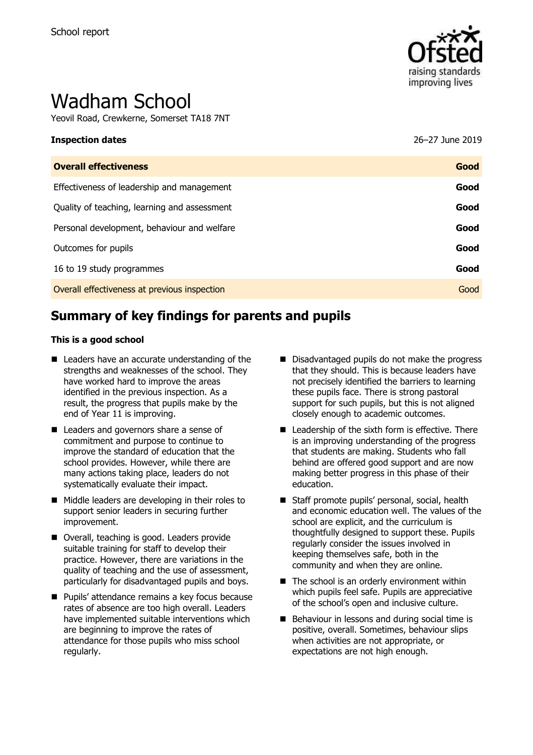School report

# Wadham School

Yeovil Road, Crewkerne, Somerset TA18 7NT

| **Inspection dates** | 26–27 June 2019 |
| --- | --- |
| **Overall effectiveness** | **Good** |
| Effectiveness of leadership and management | **Good** |
| Quality of teaching, learning and assessment | **Good** |
| Personal development, behaviour and welfare | **Good** |
| Outcomes for pupils | **Good** |
| 16 to 19 study programmes | **Good** |
| Overall effectiveness at previous inspection | Good |

## Summary of key findings for parents and pupils

**This is a good school**

- Leaders have an accurate understanding of the strengths and weaknesses of the school. They have worked hard to improve the areas identified in the previous inspection. As a result, the progress that pupils make by the end of Year 11 is improving.
- Leaders and governors share a sense of commitment and purpose to continue to improve the standard of education that the school provides. However, while there are many actions taking place, leaders do not systematically evaluate their impact.
- Middle leaders are developing in their roles to support senior leaders in securing further improvement.
- Overall, teaching is good. Leaders provide suitable training for staff to develop their practice. However, there are variations in the quality of teaching and the use of assessment, particularly for disadvantaged pupils and boys.
- Pupils' attendance remains a key focus because rates of absence are too high overall. Leaders have implemented suitable interventions which are beginning to improve the rates of attendance for those pupils who miss school regularly.
- Disadvantaged pupils do not make the progress that they should. This is because leaders have not precisely identified the barriers to learning these pupils face. There is strong pastoral support for such pupils, but this is not aligned closely enough to academic outcomes.
- Leadership of the sixth form is effective. There is an improving understanding of the progress that students are making. Students who fall behind are offered good support and are now making better progress in this phase of their education.
- Staff promote pupils' personal, social, health and economic education well. The values of the school are explicit, and the curriculum is thoughtfully designed to support these. Pupils regularly consider the issues involved in keeping themselves safe, both in the community and when they are online.
- The school is an orderly environment within which pupils feel safe. Pupils are appreciative of the school's open and inclusive culture.
- Behaviour in lessons and during social time is positive, overall. Sometimes, behaviour slips when activities are not appropriate, or expectations are not high enough.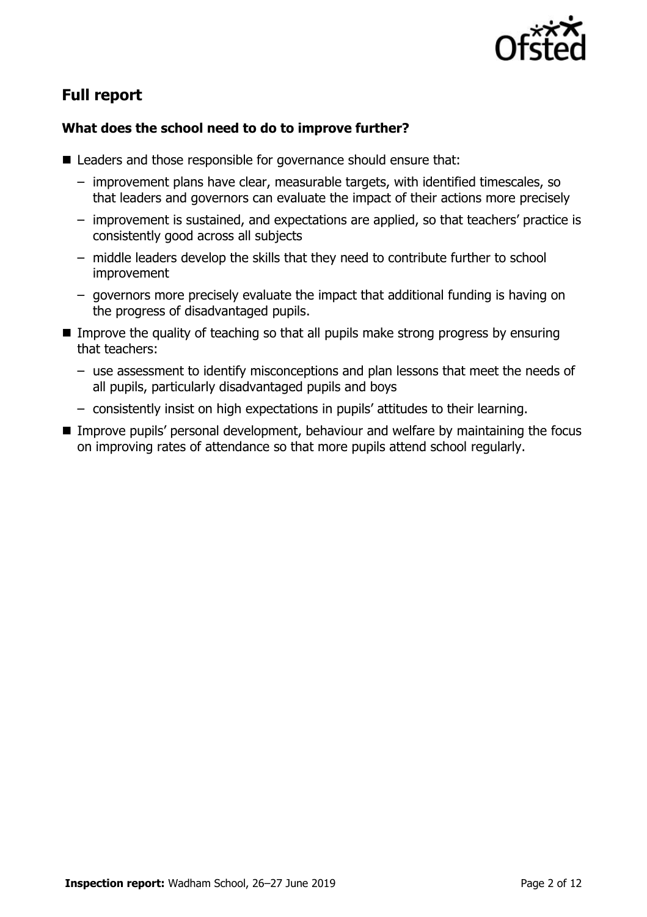## Full report

### What does the school need to do to improve further?

- Leaders and those responsible for governance should ensure that:
  - improvement plans have clear, measurable targets, with identified timescales, so that leaders and governors can evaluate the impact of their actions more precisely
  - improvement is sustained, and expectations are applied, so that teachers' practice is consistently good across all subjects
  - middle leaders develop the skills that they need to contribute further to school improvement
  - governors more precisely evaluate the impact that additional funding is having on the progress of disadvantaged pupils.
- Improve the quality of teaching so that all pupils make strong progress by ensuring that teachers:
  - use assessment to identify misconceptions and plan lessons that meet the needs of all pupils, particularly disadvantaged pupils and boys
  - consistently insist on high expectations in pupils' attitudes to their learning.
- Improve pupils' personal development, behaviour and welfare by maintaining the focus on improving rates of attendance so that more pupils attend school regularly.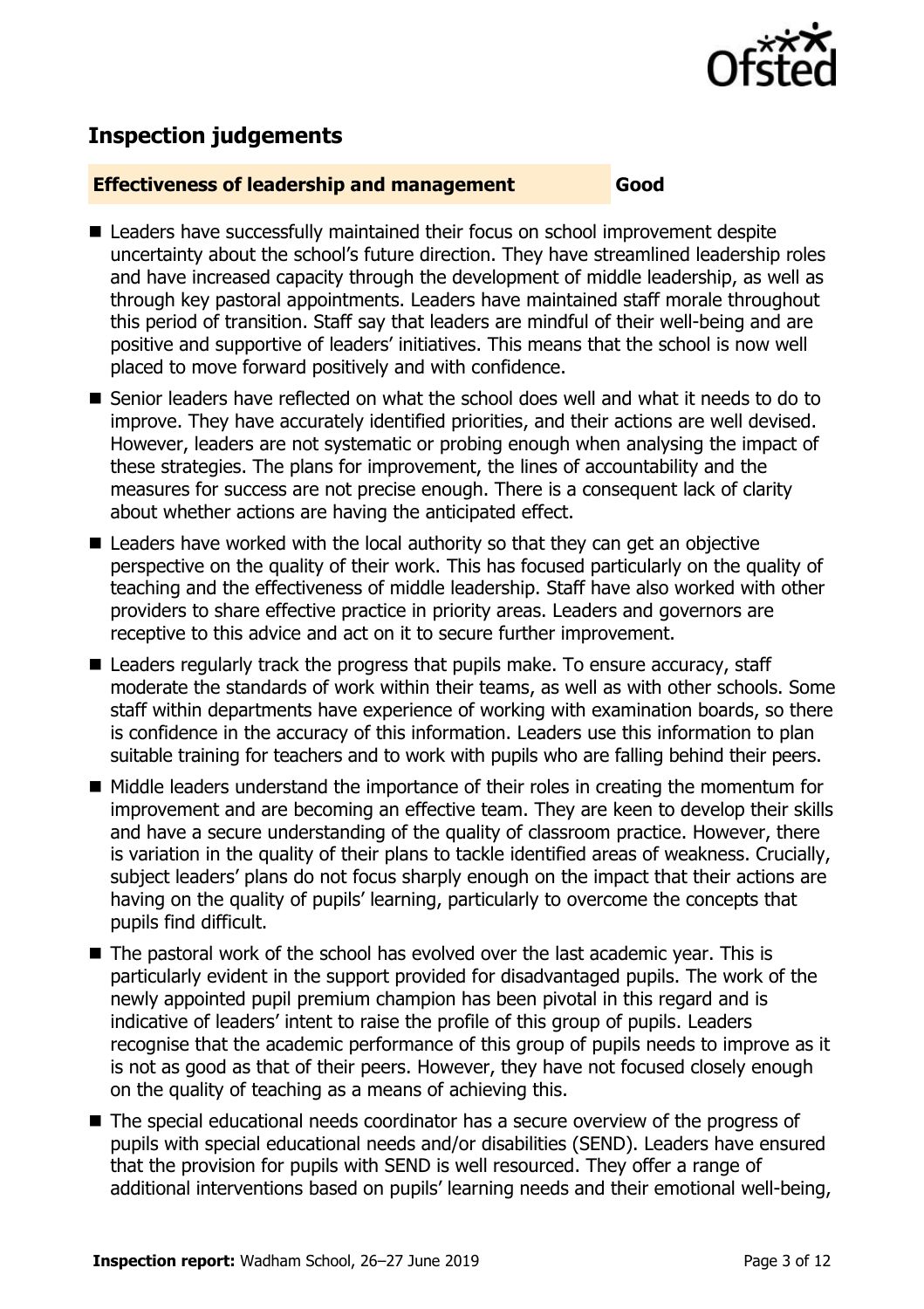## Inspection judgements

| **Effectiveness of leadership and management** | **Good** |
| --- | --- |

- Leaders have successfully maintained their focus on school improvement despite uncertainty about the school's future direction. They have streamlined leadership roles and have increased capacity through the development of middle leadership, as well as through key pastoral appointments. Leaders have maintained staff morale throughout this period of transition. Staff say that leaders are mindful of their well-being and are positive and supportive of leaders' initiatives. This means that the school is now well placed to move forward positively and with confidence.
- Senior leaders have reflected on what the school does well and what it needs to do to improve. They have accurately identified priorities, and their actions are well devised. However, leaders are not systematic or probing enough when analysing the impact of these strategies. The plans for improvement, the lines of accountability and the measures for success are not precise enough. There is a consequent lack of clarity about whether actions are having the anticipated effect.
- Leaders have worked with the local authority so that they can get an objective perspective on the quality of their work. This has focused particularly on the quality of teaching and the effectiveness of middle leadership. Staff have also worked with other providers to share effective practice in priority areas. Leaders and governors are receptive to this advice and act on it to secure further improvement.
- Leaders regularly track the progress that pupils make. To ensure accuracy, staff moderate the standards of work within their teams, as well as with other schools. Some staff within departments have experience of working with examination boards, so there is confidence in the accuracy of this information. Leaders use this information to plan suitable training for teachers and to work with pupils who are falling behind their peers.
- Middle leaders understand the importance of their roles in creating the momentum for improvement and are becoming an effective team. They are keen to develop their skills and have a secure understanding of the quality of classroom practice. However, there is variation in the quality of their plans to tackle identified areas of weakness. Crucially, subject leaders' plans do not focus sharply enough on the impact that their actions are having on the quality of pupils' learning, particularly to overcome the concepts that pupils find difficult.
- The pastoral work of the school has evolved over the last academic year. This is particularly evident in the support provided for disadvantaged pupils. The work of the newly appointed pupil premium champion has been pivotal in this regard and is indicative of leaders' intent to raise the profile of this group of pupils. Leaders recognise that the academic performance of this group of pupils needs to improve as it is not as good as that of their peers. However, they have not focused closely enough on the quality of teaching as a means of achieving this.
- The special educational needs coordinator has a secure overview of the progress of pupils with special educational needs and/or disabilities (SEND). Leaders have ensured that the provision for pupils with SEND is well resourced. They offer a range of additional interventions based on pupils' learning needs and their emotional well-being,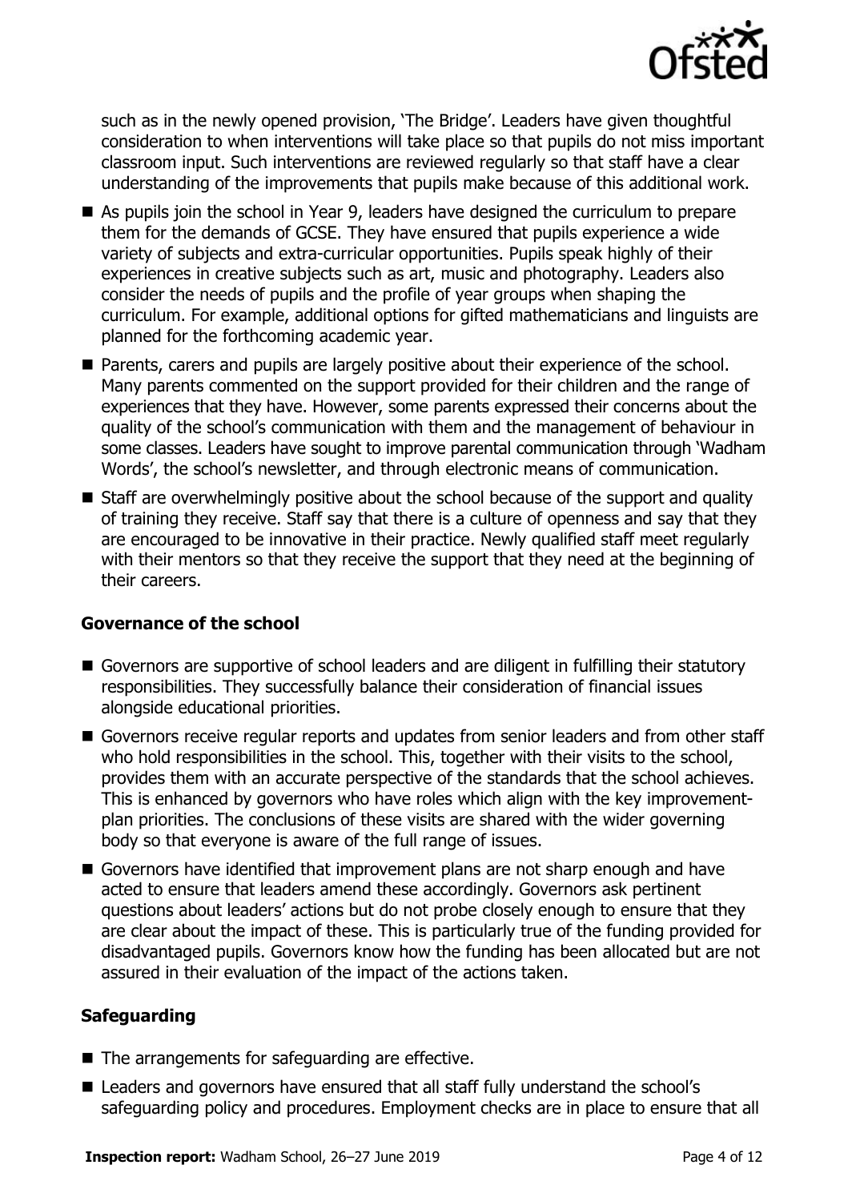such as in the newly opened provision, 'The Bridge'. Leaders have given thoughtful consideration to when interventions will take place so that pupils do not miss important classroom input. Such interventions are reviewed regularly so that staff have a clear understanding of the improvements that pupils make because of this additional work.

- As pupils join the school in Year 9, leaders have designed the curriculum to prepare them for the demands of GCSE. They have ensured that pupils experience a wide variety of subjects and extra-curricular opportunities. Pupils speak highly of their experiences in creative subjects such as art, music and photography. Leaders also consider the needs of pupils and the profile of year groups when shaping the curriculum. For example, additional options for gifted mathematicians and linguists are planned for the forthcoming academic year.
- Parents, carers and pupils are largely positive about their experience of the school. Many parents commented on the support provided for their children and the range of experiences that they have. However, some parents expressed their concerns about the quality of the school's communication with them and the management of behaviour in some classes. Leaders have sought to improve parental communication through 'Wadham Words', the school's newsletter, and through electronic means of communication.
- Staff are overwhelmingly positive about the school because of the support and quality of training they receive. Staff say that there is a culture of openness and say that they are encouraged to be innovative in their practice. Newly qualified staff meet regularly with their mentors so that they receive the support that they need at the beginning of their careers.

### Governance of the school

- Governors are supportive of school leaders and are diligent in fulfilling their statutory responsibilities. They successfully balance their consideration of financial issues alongside educational priorities.
- Governors receive regular reports and updates from senior leaders and from other staff who hold responsibilities in the school. This, together with their visits to the school, provides them with an accurate perspective of the standards that the school achieves. This is enhanced by governors who have roles which align with the key improvement-plan priorities. The conclusions of these visits are shared with the wider governing body so that everyone is aware of the full range of issues.
- Governors have identified that improvement plans are not sharp enough and have acted to ensure that leaders amend these accordingly. Governors ask pertinent questions about leaders' actions but do not probe closely enough to ensure that they are clear about the impact of these. This is particularly true of the funding provided for disadvantaged pupils. Governors know how the funding has been allocated but are not assured in their evaluation of the impact of the actions taken.

### Safeguarding

- The arrangements for safeguarding are effective.
- Leaders and governors have ensured that all staff fully understand the school's safeguarding policy and procedures. Employment checks are in place to ensure that all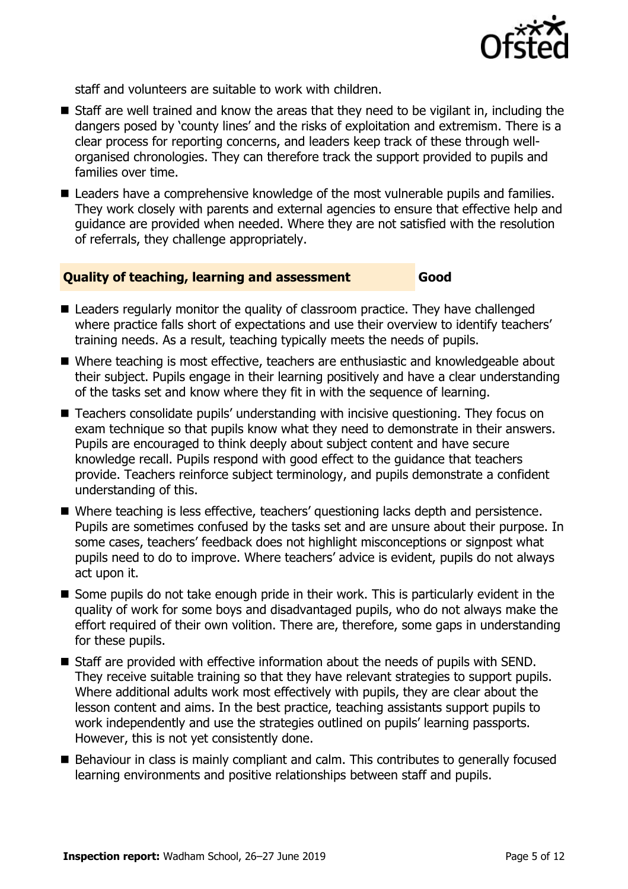staff and volunteers are suitable to work with children.

- Staff are well trained and know the areas that they need to be vigilant in, including the dangers posed by 'county lines' and the risks of exploitation and extremism. There is a clear process for reporting concerns, and leaders keep track of these through well-organised chronologies. They can therefore track the support provided to pupils and families over time.
- Leaders have a comprehensive knowledge of the most vulnerable pupils and families. They work closely with parents and external agencies to ensure that effective help and guidance are provided when needed. Where they are not satisfied with the resolution of referrals, they challenge appropriately.

### Quality of teaching, learning and assessment — Good

- Leaders regularly monitor the quality of classroom practice. They have challenged where practice falls short of expectations and use their overview to identify teachers' training needs. As a result, teaching typically meets the needs of pupils.
- Where teaching is most effective, teachers are enthusiastic and knowledgeable about their subject. Pupils engage in their learning positively and have a clear understanding of the tasks set and know where they fit in with the sequence of learning.
- Teachers consolidate pupils' understanding with incisive questioning. They focus on exam technique so that pupils know what they need to demonstrate in their answers. Pupils are encouraged to think deeply about subject content and have secure knowledge recall. Pupils respond with good effect to the guidance that teachers provide. Teachers reinforce subject terminology, and pupils demonstrate a confident understanding of this.
- Where teaching is less effective, teachers' questioning lacks depth and persistence. Pupils are sometimes confused by the tasks set and are unsure about their purpose. In some cases, teachers' feedback does not highlight misconceptions or signpost what pupils need to do to improve. Where teachers' advice is evident, pupils do not always act upon it.
- Some pupils do not take enough pride in their work. This is particularly evident in the quality of work for some boys and disadvantaged pupils, who do not always make the effort required of their own volition. There are, therefore, some gaps in understanding for these pupils.
- Staff are provided with effective information about the needs of pupils with SEND. They receive suitable training so that they have relevant strategies to support pupils. Where additional adults work most effectively with pupils, they are clear about the lesson content and aims. In the best practice, teaching assistants support pupils to work independently and use the strategies outlined on pupils' learning passports. However, this is not yet consistently done.
- Behaviour in class is mainly compliant and calm. This contributes to generally focused learning environments and positive relationships between staff and pupils.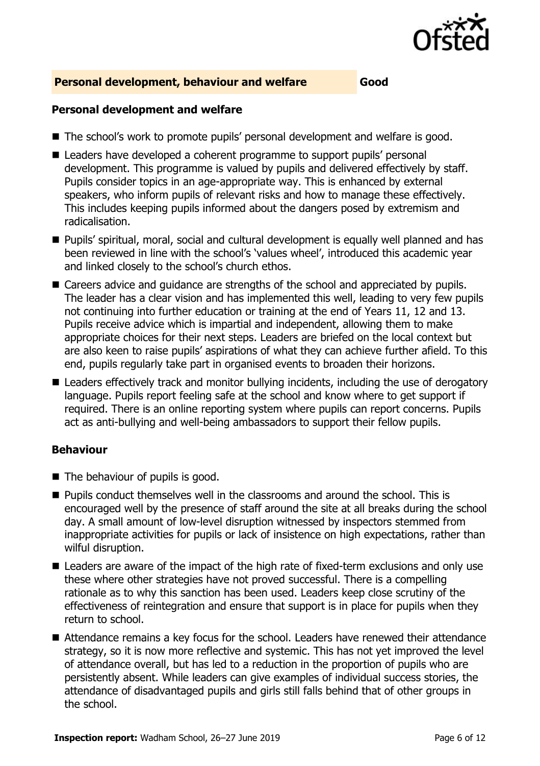## Personal development, behaviour and welfare — Good

### Personal development and welfare

- The school's work to promote pupils' personal development and welfare is good.
- Leaders have developed a coherent programme to support pupils' personal development. This programme is valued by pupils and delivered effectively by staff. Pupils consider topics in an age-appropriate way. This is enhanced by external speakers, who inform pupils of relevant risks and how to manage these effectively. This includes keeping pupils informed about the dangers posed by extremism and radicalisation.
- Pupils' spiritual, moral, social and cultural development is equally well planned and has been reviewed in line with the school's 'values wheel', introduced this academic year and linked closely to the school's church ethos.
- Careers advice and guidance are strengths of the school and appreciated by pupils. The leader has a clear vision and has implemented this well, leading to very few pupils not continuing into further education or training at the end of Years 11, 12 and 13. Pupils receive advice which is impartial and independent, allowing them to make appropriate choices for their next steps. Leaders are briefed on the local context but are also keen to raise pupils' aspirations of what they can achieve further afield. To this end, pupils regularly take part in organised events to broaden their horizons.
- Leaders effectively track and monitor bullying incidents, including the use of derogatory language. Pupils report feeling safe at the school and know where to get support if required. There is an online reporting system where pupils can report concerns. Pupils act as anti-bullying and well-being ambassadors to support their fellow pupils.

### Behaviour

- The behaviour of pupils is good.
- Pupils conduct themselves well in the classrooms and around the school. This is encouraged well by the presence of staff around the site at all breaks during the school day. A small amount of low-level disruption witnessed by inspectors stemmed from inappropriate activities for pupils or lack of insistence on high expectations, rather than wilful disruption.
- Leaders are aware of the impact of the high rate of fixed-term exclusions and only use these where other strategies have not proved successful. There is a compelling rationale as to why this sanction has been used. Leaders keep close scrutiny of the effectiveness of reintegration and ensure that support is in place for pupils when they return to school.
- Attendance remains a key focus for the school. Leaders have renewed their attendance strategy, so it is now more reflective and systemic. This has not yet improved the level of attendance overall, but has led to a reduction in the proportion of pupils who are persistently absent. While leaders can give examples of individual success stories, the attendance of disadvantaged pupils and girls still falls behind that of other groups in the school.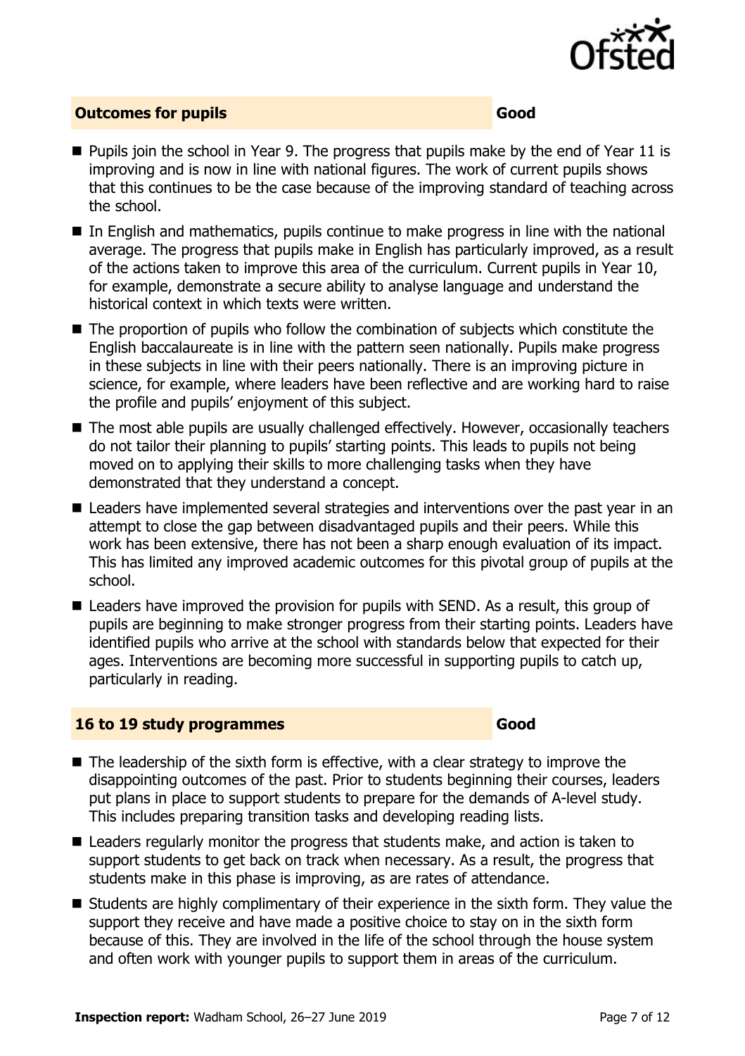## Outcomes for pupils — Good

- Pupils join the school in Year 9. The progress that pupils make by the end of Year 11 is improving and is now in line with national figures. The work of current pupils shows that this continues to be the case because of the improving standard of teaching across the school.
- In English and mathematics, pupils continue to make progress in line with the national average. The progress that pupils make in English has particularly improved, as a result of the actions taken to improve this area of the curriculum. Current pupils in Year 10, for example, demonstrate a secure ability to analyse language and understand the historical context in which texts were written.
- The proportion of pupils who follow the combination of subjects which constitute the English baccalaureate is in line with the pattern seen nationally. Pupils make progress in these subjects in line with their peers nationally. There is an improving picture in science, for example, where leaders have been reflective and are working hard to raise the profile and pupils' enjoyment of this subject.
- The most able pupils are usually challenged effectively. However, occasionally teachers do not tailor their planning to pupils' starting points. This leads to pupils not being moved on to applying their skills to more challenging tasks when they have demonstrated that they understand a concept.
- Leaders have implemented several strategies and interventions over the past year in an attempt to close the gap between disadvantaged pupils and their peers. While this work has been extensive, there has not been a sharp enough evaluation of its impact. This has limited any improved academic outcomes for this pivotal group of pupils at the school.
- Leaders have improved the provision for pupils with SEND. As a result, this group of pupils are beginning to make stronger progress from their starting points. Leaders have identified pupils who arrive at the school with standards below that expected for their ages. Interventions are becoming more successful in supporting pupils to catch up, particularly in reading.

## 16 to 19 study programmes — Good

- The leadership of the sixth form is effective, with a clear strategy to improve the disappointing outcomes of the past. Prior to students beginning their courses, leaders put plans in place to support students to prepare for the demands of A-level study. This includes preparing transition tasks and developing reading lists.
- Leaders regularly monitor the progress that students make, and action is taken to support students to get back on track when necessary. As a result, the progress that students make in this phase is improving, as are rates of attendance.
- Students are highly complimentary of their experience in the sixth form. They value the support they receive and have made a positive choice to stay on in the sixth form because of this. They are involved in the life of the school through the house system and often work with younger pupils to support them in areas of the curriculum.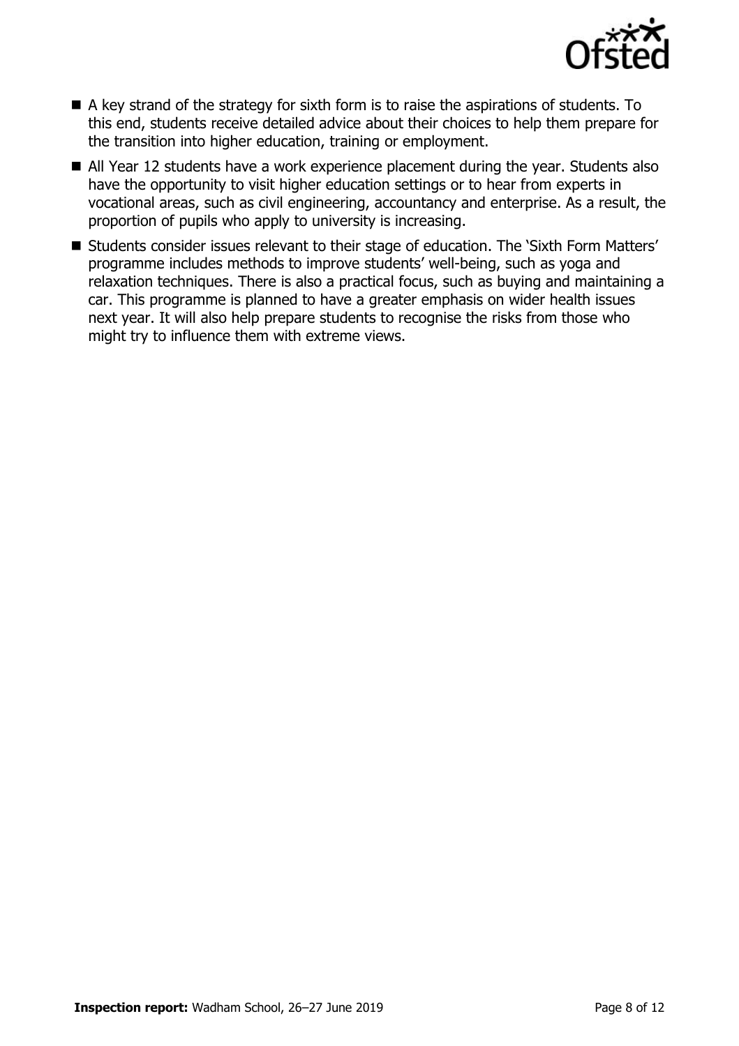- A key strand of the strategy for sixth form is to raise the aspirations of students. To this end, students receive detailed advice about their choices to help them prepare for the transition into higher education, training or employment.
- All Year 12 students have a work experience placement during the year. Students also have the opportunity to visit higher education settings or to hear from experts in vocational areas, such as civil engineering, accountancy and enterprise. As a result, the proportion of pupils who apply to university is increasing.
- Students consider issues relevant to their stage of education. The 'Sixth Form Matters' programme includes methods to improve students' well-being, such as yoga and relaxation techniques. There is also a practical focus, such as buying and maintaining a car. This programme is planned to have a greater emphasis on wider health issues next year. It will also help prepare students to recognise the risks from those who might try to influence them with extreme views.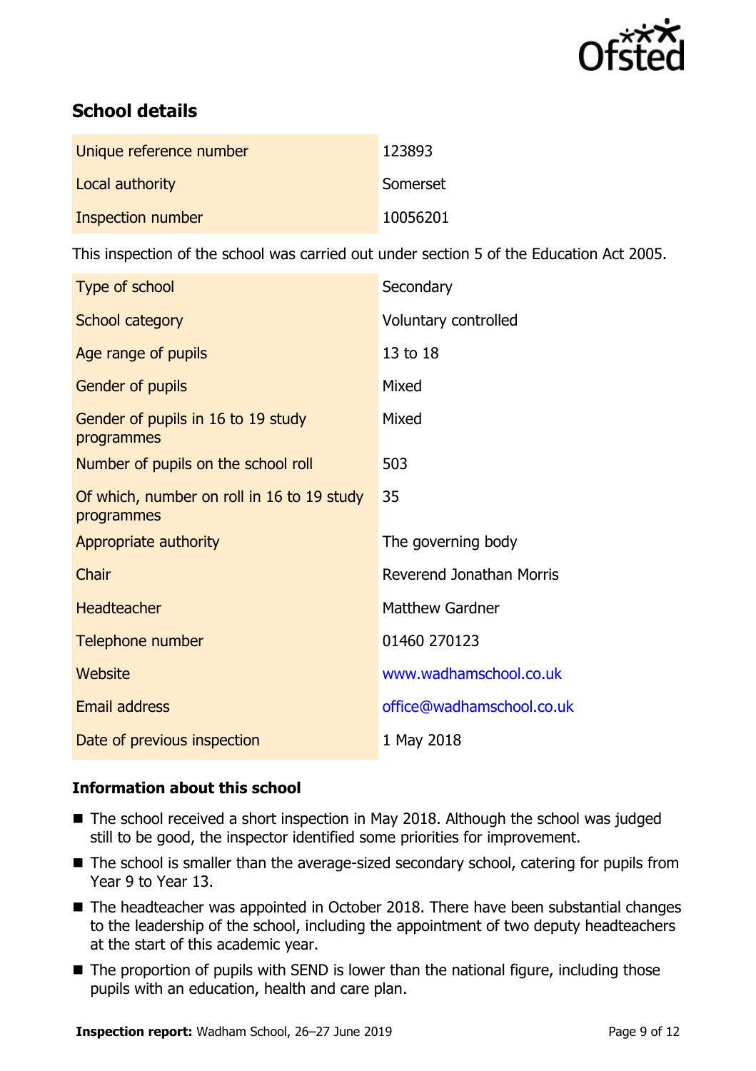## School details

| | |
|---|---|
| Unique reference number | 123893 |
| Local authority | Somerset |
| Inspection number | 10056201 |

This inspection of the school was carried out under section 5 of the Education Act 2005.

| | |
|---|---|
| Type of school | Secondary |
| School category | Voluntary controlled |
| Age range of pupils | 13 to 18 |
| Gender of pupils | Mixed |
| Gender of pupils in 16 to 19 study programmes | Mixed |
| Number of pupils on the school roll | 503 |
| Of which, number on roll in 16 to 19 study programmes | 35 |
| Appropriate authority | The governing body |
| Chair | Reverend Jonathan Morris |
| Headteacher | Matthew Gardner |
| Telephone number | 01460 270123 |
| Website | www.wadhamschool.co.uk |
| Email address | office@wadhamschool.co.uk |
| Date of previous inspection | 1 May 2018 |

### Information about this school

- The school received a short inspection in May 2018. Although the school was judged still to be good, the inspector identified some priorities for improvement.
- The school is smaller than the average-sized secondary school, catering for pupils from Year 9 to Year 13.
- The headteacher was appointed in October 2018. There have been substantial changes to the leadership of the school, including the appointment of two deputy headteachers at the start of this academic year.
- The proportion of pupils with SEND is lower than the national figure, including those pupils with an education, health and care plan.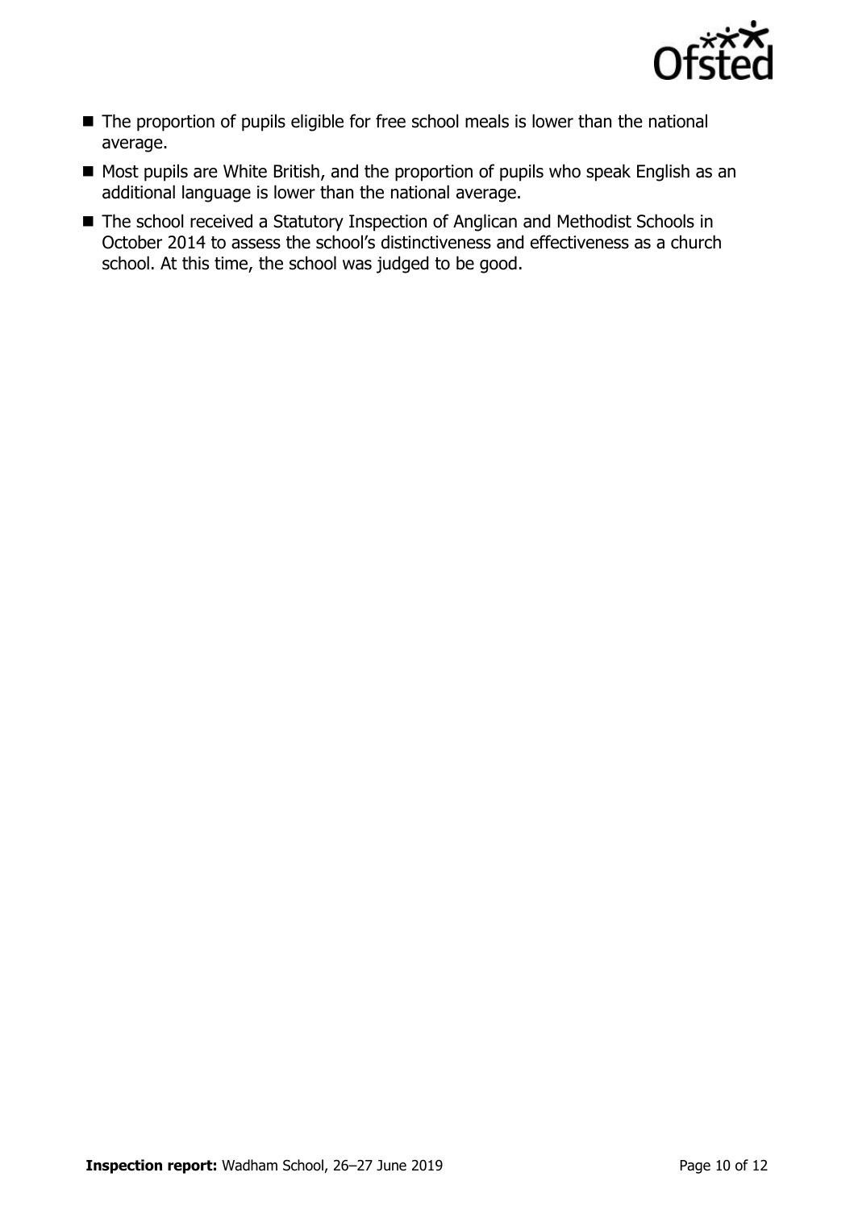- The proportion of pupils eligible for free school meals is lower than the national average.
- Most pupils are White British, and the proportion of pupils who speak English as an additional language is lower than the national average.
- The school received a Statutory Inspection of Anglican and Methodist Schools in October 2014 to assess the school's distinctiveness and effectiveness as a church school. At this time, the school was judged to be good.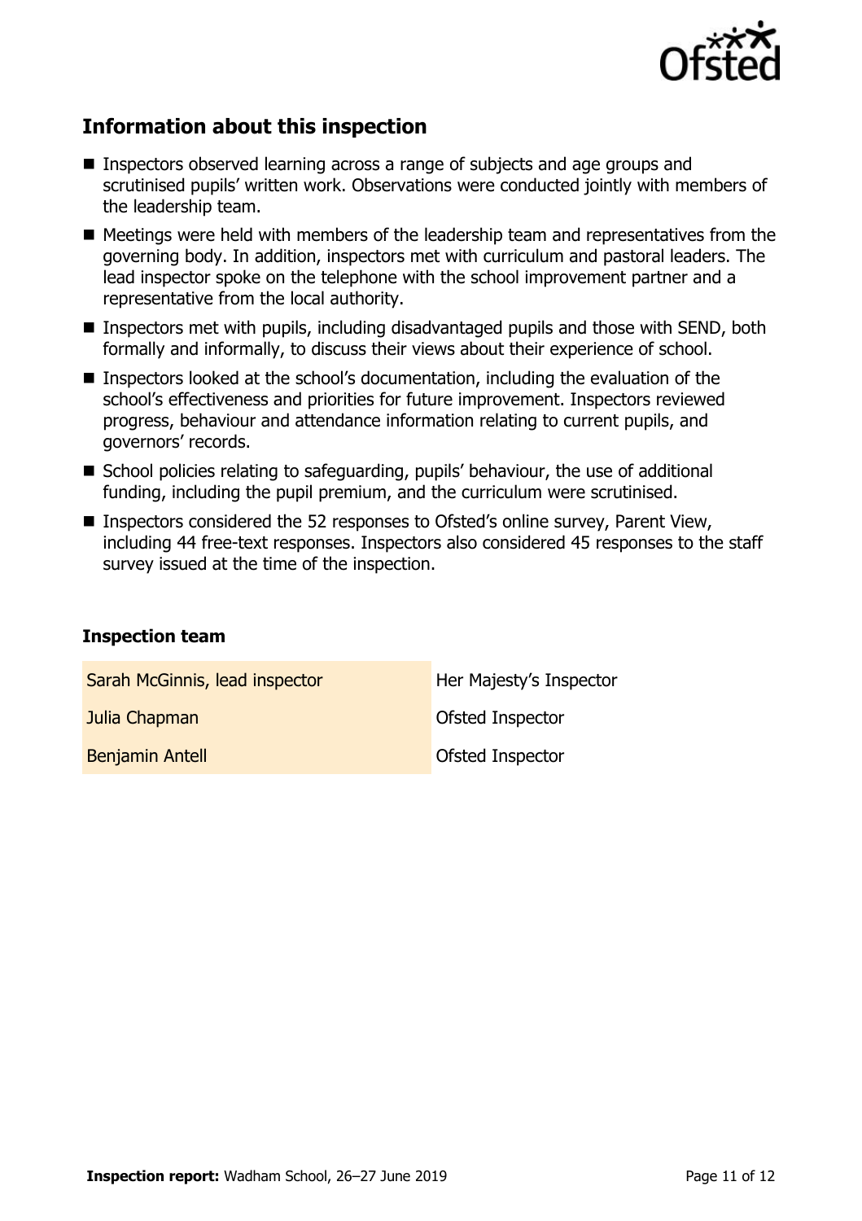## Information about this inspection

- Inspectors observed learning across a range of subjects and age groups and scrutinised pupils' written work. Observations were conducted jointly with members of the leadership team.
- Meetings were held with members of the leadership team and representatives from the governing body. In addition, inspectors met with curriculum and pastoral leaders. The lead inspector spoke on the telephone with the school improvement partner and a representative from the local authority.
- Inspectors met with pupils, including disadvantaged pupils and those with SEND, both formally and informally, to discuss their views about their experience of school.
- Inspectors looked at the school's documentation, including the evaluation of the school's effectiveness and priorities for future improvement. Inspectors reviewed progress, behaviour and attendance information relating to current pupils, and governors' records.
- School policies relating to safeguarding, pupils' behaviour, the use of additional funding, including the pupil premium, and the curriculum were scrutinised.
- Inspectors considered the 52 responses to Ofsted's online survey, Parent View, including 44 free-text responses. Inspectors also considered 45 responses to the staff survey issued at the time of the inspection.

### Inspection team

| | |
|---|---|
| Sarah McGinnis, lead inspector | Her Majesty's Inspector |
| Julia Chapman | Ofsted Inspector |
| Benjamin Antell | Ofsted Inspector |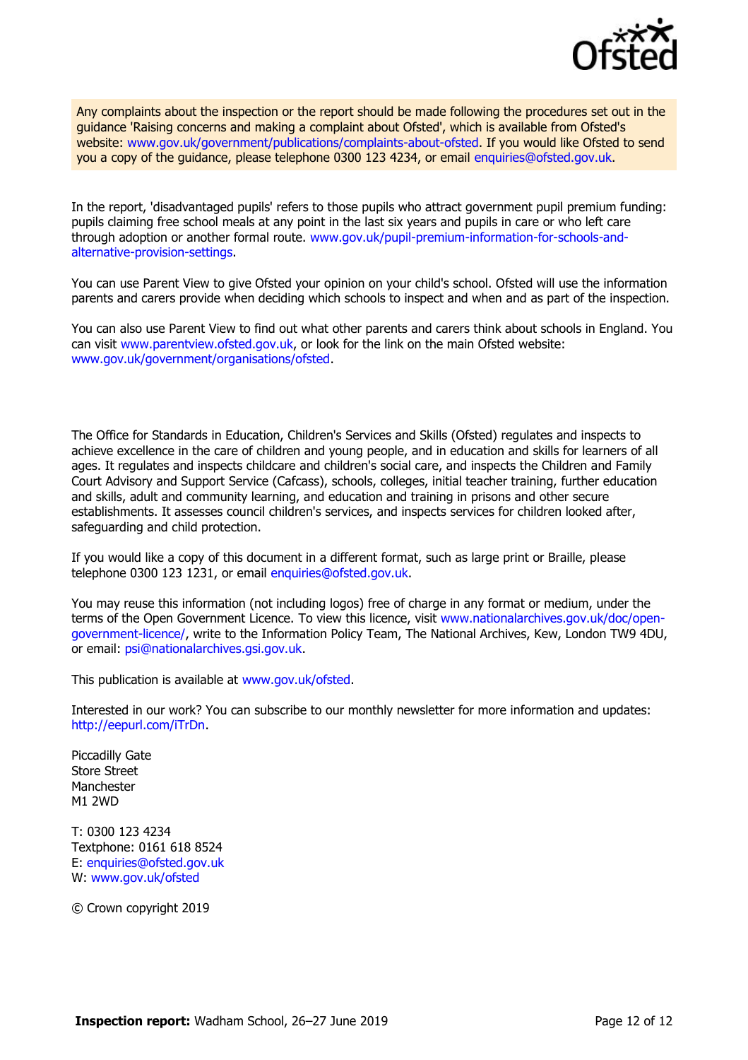Any complaints about the inspection or the report should be made following the procedures set out in the guidance 'Raising concerns and making a complaint about Ofsted', which is available from Ofsted's website: www.gov.uk/government/publications/complaints-about-ofsted. If you would like Ofsted to send you a copy of the guidance, please telephone 0300 123 4234, or email enquiries@ofsted.gov.uk.

In the report, 'disadvantaged pupils' refers to those pupils who attract government pupil premium funding: pupils claiming free school meals at any point in the last six years and pupils in care or who left care through adoption or another formal route. www.gov.uk/pupil-premium-information-for-schools-and-alternative-provision-settings.

You can use Parent View to give Ofsted your opinion on your child's school. Ofsted will use the information parents and carers provide when deciding which schools to inspect and when and as part of the inspection.

You can also use Parent View to find out what other parents and carers think about schools in England. You can visit www.parentview.ofsted.gov.uk, or look for the link on the main Ofsted website: www.gov.uk/government/organisations/ofsted.

The Office for Standards in Education, Children's Services and Skills (Ofsted) regulates and inspects to achieve excellence in the care of children and young people, and in education and skills for learners of all ages. It regulates and inspects childcare and children's social care, and inspects the Children and Family Court Advisory and Support Service (Cafcass), schools, colleges, initial teacher training, further education and skills, adult and community learning, and education and training in prisons and other secure establishments. It assesses council children's services, and inspects services for children looked after, safeguarding and child protection.

If you would like a copy of this document in a different format, such as large print or Braille, please telephone 0300 123 1231, or email enquiries@ofsted.gov.uk.

You may reuse this information (not including logos) free of charge in any format or medium, under the terms of the Open Government Licence. To view this licence, visit www.nationalarchives.gov.uk/doc/open-government-licence/, write to the Information Policy Team, The National Archives, Kew, London TW9 4DU, or email: psi@nationalarchives.gsi.gov.uk.

This publication is available at www.gov.uk/ofsted.

Interested in our work? You can subscribe to our monthly newsletter for more information and updates: http://eepurl.com/iTrDn.

Piccadilly Gate
Store Street
Manchester
M1 2WD

T: 0300 123 4234
Textphone: 0161 618 8524
E: enquiries@ofsted.gov.uk
W: www.gov.uk/ofsted

© Crown copyright 2019